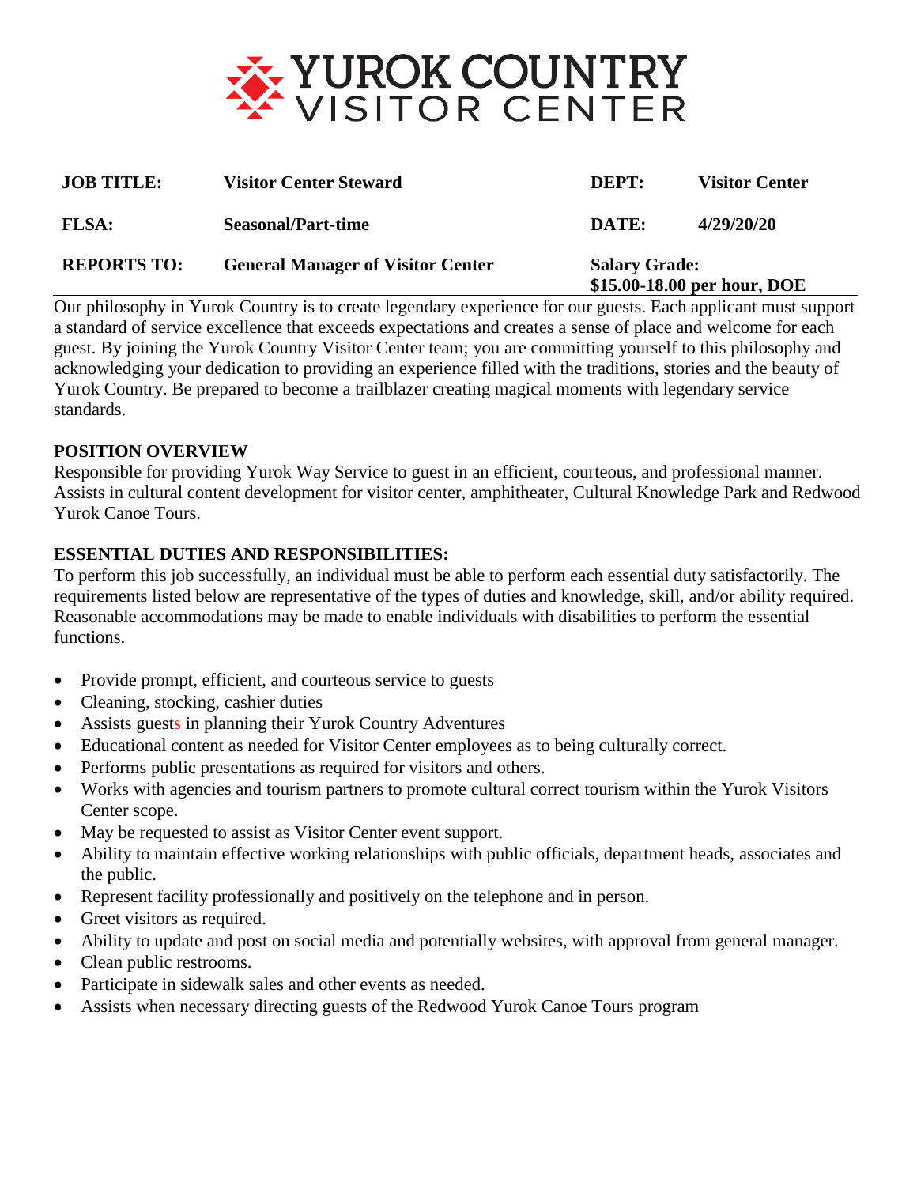# YUROK COUNTRY VISITOR CENTER

| **JOB TITLE:** | **Visitor Center Steward** | **DEPT:** | **Visitor Center** |
|---|---|---|---|
| **FLSA:** | **Seasonal/Part-time** | **DATE:** | **4/29/20/20** |
| **REPORTS TO:** | **General Manager of Visitor Center** | **Salary Grade:** **$15.00-18.00 per hour, DOE** | |

Our philosophy in Yurok Country is to create legendary experience for our guests. Each applicant must support a standard of service excellence that exceeds expectations and creates a sense of place and welcome for each guest. By joining the Yurok Country Visitor Center team; you are committing yourself to this philosophy and acknowledging your dedication to providing an experience filled with the traditions, stories and the beauty of Yurok Country. Be prepared to become a trailblazer creating magical moments with legendary service standards.

## POSITION OVERVIEW

Responsible for providing Yurok Way Service to guest in an efficient, courteous, and professional manner. Assists in cultural content development for visitor center, amphitheater, Cultural Knowledge Park and Redwood Yurok Canoe Tours.

## ESSENTIAL DUTIES AND RESPONSIBILITIES:

To perform this job successfully, an individual must be able to perform each essential duty satisfactorily. The requirements listed below are representative of the types of duties and knowledge, skill, and/or ability required. Reasonable accommodations may be made to enable individuals with disabilities to perform the essential functions.

- Provide prompt, efficient, and courteous service to guests
- Cleaning, stocking, cashier duties
- Assists guests in planning their Yurok Country Adventures
- Educational content as needed for Visitor Center employees as to being culturally correct.
- Performs public presentations as required for visitors and others.
- Works with agencies and tourism partners to promote cultural correct tourism within the Yurok Visitors Center scope.
- May be requested to assist as Visitor Center event support.
- Ability to maintain effective working relationships with public officials, department heads, associates and the public.
- Represent facility professionally and positively on the telephone and in person.
- Greet visitors as required.
- Ability to update and post on social media and potentially websites, with approval from general manager.
- Clean public restrooms.
- Participate in sidewalk sales and other events as needed.
- Assists when necessary directing guests of the Redwood Yurok Canoe Tours program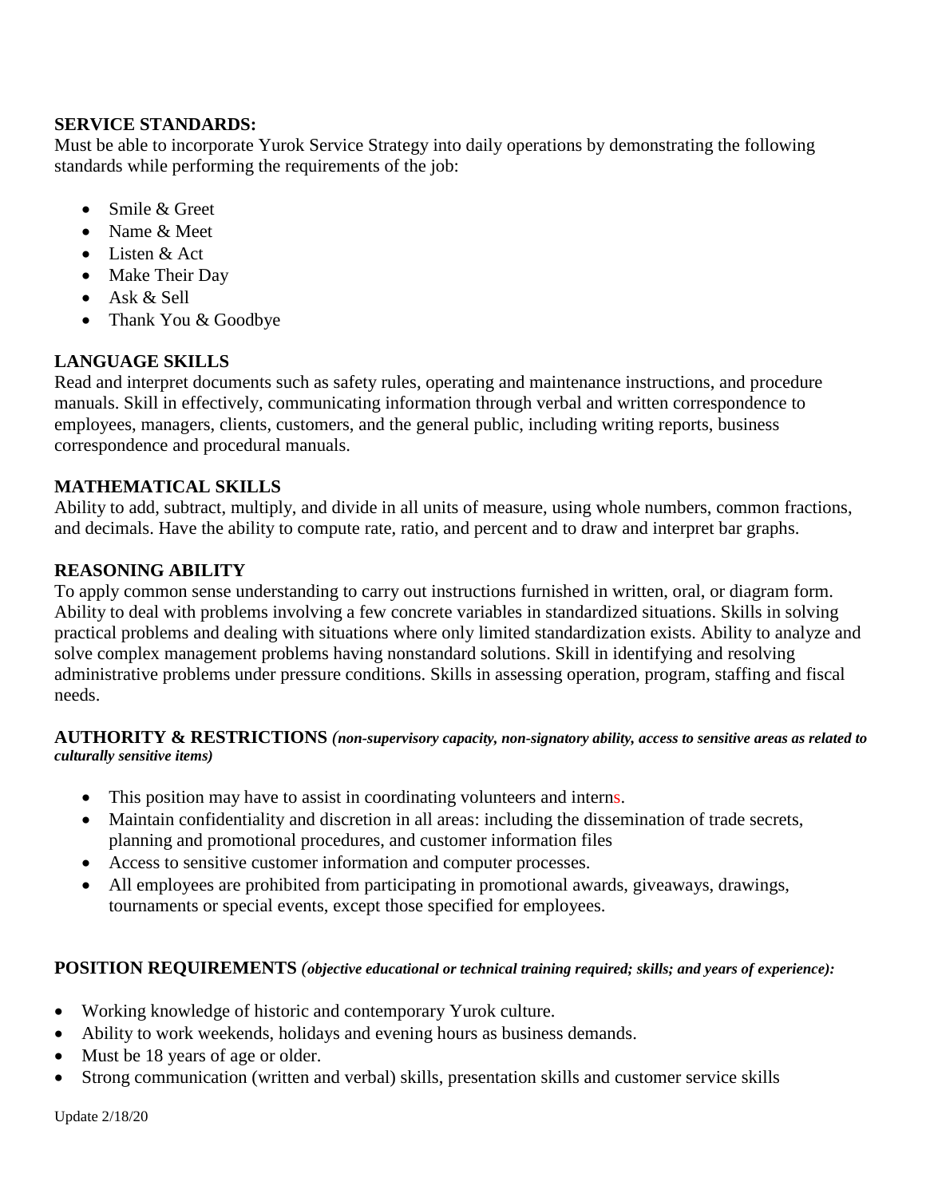**SERVICE STANDARDS:**
Must be able to incorporate Yurok Service Strategy into daily operations by demonstrating the following standards while performing the requirements of the job:

- Smile & Greet
- Name & Meet
- Listen & Act
- Make Their Day
- Ask & Sell
- Thank You & Goodbye

**LANGUAGE SKILLS**
Read and interpret documents such as safety rules, operating and maintenance instructions, and procedure manuals. Skill in effectively, communicating information through verbal and written correspondence to employees, managers, clients, customers, and the general public, including writing reports, business correspondence and procedural manuals.

**MATHEMATICAL SKILLS**
Ability to add, subtract, multiply, and divide in all units of measure, using whole numbers, common fractions, and decimals. Have the ability to compute rate, ratio, and percent and to draw and interpret bar graphs.

**REASONING ABILITY**
To apply common sense understanding to carry out instructions furnished in written, oral, or diagram form. Ability to deal with problems involving a few concrete variables in standardized situations. Skills in solving practical problems and dealing with situations where only limited standardization exists. Ability to analyze and solve complex management problems having nonstandard solutions. Skill in identifying and resolving administrative problems under pressure conditions. Skills in assessing operation, program, staffing and fiscal needs.

**AUTHORITY & RESTRICTIONS** ***(non-supervisory capacity, non-signatory ability, access to sensitive areas as related to culturally sensitive items)***

- This position may have to assist in coordinating volunteers and interns.
- Maintain confidentiality and discretion in all areas: including the dissemination of trade secrets, planning and promotional procedures, and customer information files
- Access to sensitive customer information and computer processes.
- All employees are prohibited from participating in promotional awards, giveaways, drawings, tournaments or special events, except those specified for employees.

**POSITION REQUIREMENTS** ***(objective educational or technical training required; skills; and years of experience):***

- Working knowledge of historic and contemporary Yurok culture.
- Ability to work weekends, holidays and evening hours as business demands.
- Must be 18 years of age or older.
- Strong communication (written and verbal) skills, presentation skills and customer service skills

Update 2/18/20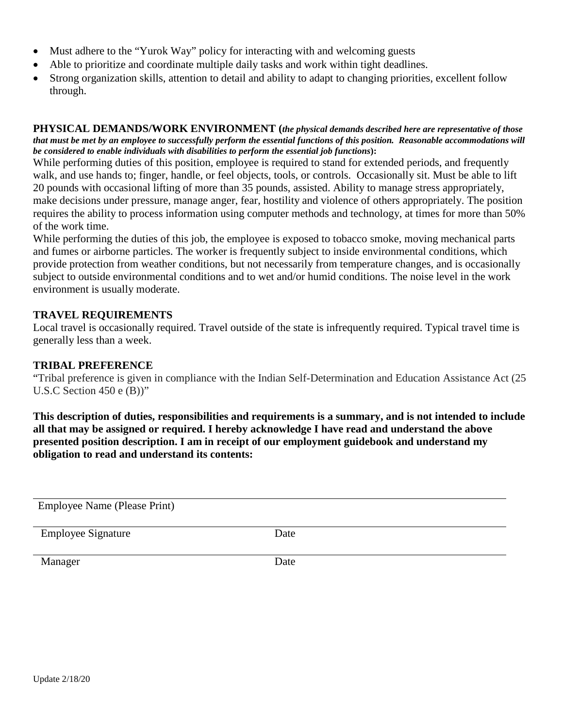- Must adhere to the "Yurok Way" policy for interacting with and welcoming guests
- Able to prioritize and coordinate multiple daily tasks and work within tight deadlines.
- Strong organization skills, attention to detail and ability to adapt to changing priorities, excellent follow through.

**PHYSICAL DEMANDS/WORK ENVIRONMENT (*the physical demands described here are representative of those that must be met by an employee to successfully perform the essential functions of this position. Reasonable accommodations will be considered to enable individuals with disabilities to perform the essential job functions*):**

While performing duties of this position, employee is required to stand for extended periods, and frequently walk, and use hands to; finger, handle, or feel objects, tools, or controls. Occasionally sit. Must be able to lift 20 pounds with occasional lifting of more than 35 pounds, assisted. Ability to manage stress appropriately, make decisions under pressure, manage anger, fear, hostility and violence of others appropriately. The position requires the ability to process information using computer methods and technology, at times for more than 50% of the work time.

While performing the duties of this job, the employee is exposed to tobacco smoke, moving mechanical parts and fumes or airborne particles. The worker is frequently subject to inside environmental conditions, which provide protection from weather conditions, but not necessarily from temperature changes, and is occasionally subject to outside environmental conditions and to wet and/or humid conditions. The noise level in the work environment is usually moderate.

**TRAVEL REQUIREMENTS**

Local travel is occasionally required. Travel outside of the state is infrequently required. Typical travel time is generally less than a week.

**TRIBAL PREFERENCE**

"Tribal preference is given in compliance with the Indian Self-Determination and Education Assistance Act (25 U.S.C Section 450 e (B))"

**This description of duties, responsibilities and requirements is a summary, and is not intended to include all that may be assigned or required. I hereby acknowledge I have read and understand the above presented position description. I am in receipt of our employment guidebook and understand my obligation to read and understand its contents:**

\_\_\_\_\_\_\_\_\_\_\_\_\_\_\_\_\_\_\_\_\_\_\_\_\_\_\_\_\_\_\_\_\_\_\_\_\_\_\_\_\_\_\_\_\_\_\_\_\_\_\_\_\_\_\_\_

Employee Name (Please Print)

\_\_\_\_\_\_\_\_\_\_\_\_\_\_\_\_\_\_\_\_\_\_\_\_\_\_\_\_\_\_\_\_\_\_\_\_\_\_\_\_\_\_\_\_\_\_\_\_\_\_\_\_\_\_\_\_

Employee Signature Date

\_\_\_\_\_\_\_\_\_\_\_\_\_\_\_\_\_\_\_\_\_\_\_\_\_\_\_\_\_\_\_\_\_\_\_\_\_\_\_\_\_\_\_\_\_\_\_\_\_\_\_\_\_\_\_\_

Manager Date

Update 2/18/20